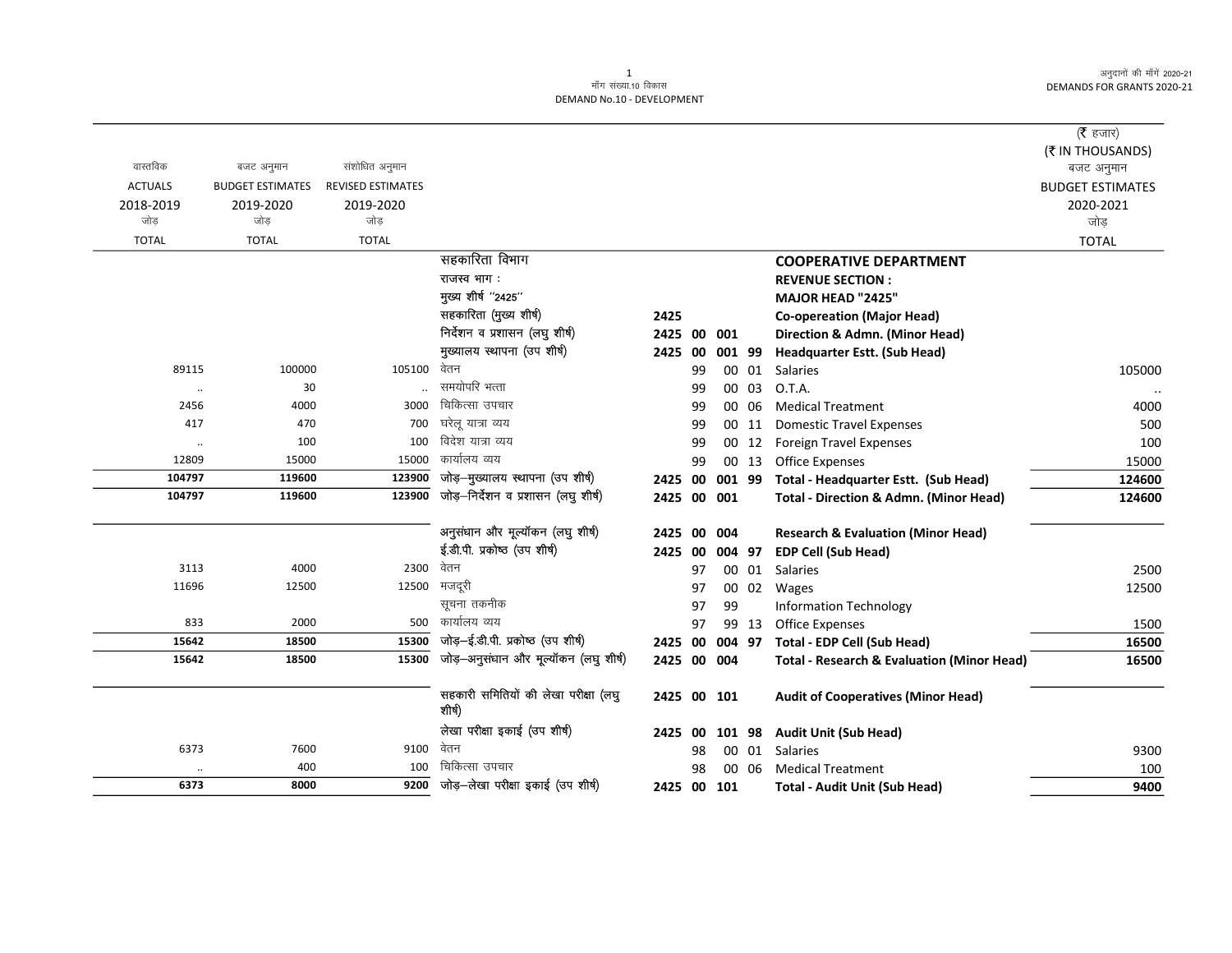मॉंग संख्या.10 विकास
DEMAND No.10 - DEVELOPMENT

(₹ हजार)
(₹ IN THOUSANDS)

| वास्तविक ACTUALS 2018-2019 जोड़ TOTAL | बजट अनुमान BUDGET ESTIMATES 2019-2020 जोड़ TOTAL | संशोधित अनुमान REVISED ESTIMATES 2019-2020 जोड़ TOTAL | | | | | | | | बजट अनुमान BUDGET ESTIMATES 2020-2021 जोड़ TOTAL |
|---|---|---|---|---|---|---|---|---|---|---|
| | | | सहकारिता विभाग | | | | | | **COOPERATIVE DEPARTMENT** | |
| | | | राजस्व भाग : | | | | | | **REVENUE SECTION :** | |
| | | | मुख्य शीर्ष ''2425'' | | | | | | **MAJOR HEAD "2425"** | |
| | | | सहकारिता (मुख्य शीर्ष) | **2425** | | | | | **Co-opereation (Major Head)** | |
| | | | निर्देशन व प्रशासन (लघु शीर्ष) | **2425** | **00** | **001** | | | **Direction & Admn. (Minor Head)** | |
| | | | मुख्यालय स्थापना (उप शीर्ष) | **2425** | **00** | **001** | **99** | | **Headquarter Estt. (Sub Head)** | |
| 89115 | 100000 | 105100 | वेतन | | 99 | 00 | 01 | | Salaries | 105000 |
| .. | 30 | .. | समयोपरि भत्ता | | 99 | 00 | 03 | | O.T.A. | .. |
| 2456 | 4000 | 3000 | चिकित्सा उपचार | | 99 | 00 | 06 | | Medical Treatment | 4000 |
| 417 | 470 | 700 | घरेलू यात्रा व्यय | | 99 | 00 | 11 | | Domestic Travel Expenses | 500 |
| .. | 100 | 100 | विदेश यात्रा व्यय | | 99 | 00 | 12 | | Foreign Travel Expenses | 100 |
| 12809 | 15000 | 15000 | कार्यालय व्यय | | 99 | 00 | 13 | | Office Expenses | 15000 |
| **104797** | **119600** | **123900** | जोड़–मुख्यालय स्थापना (उप शीर्ष) | **2425** | **00** | **001** | **99** | | **Total - Headquarter Estt. (Sub Head)** | **124600** |
| **104797** | **119600** | **123900** | जोड़–निर्देशन व प्रशासन (लघु शीर्ष) | **2425** | **00** | **001** | | | **Total - Direction & Admn. (Minor Head)** | **124600** |
| | | | अनुसंधान और मूल्यॉकन (लघु शीर्ष) | **2425** | **00** | **004** | | | **Research & Evaluation (Minor Head)** | |
| | | | ई.डी.पी. प्रकोष्ठ (उप शीर्ष) | **2425** | **00** | **004** | **97** | | **EDP Cell (Sub Head)** | |
| 3113 | 4000 | 2300 | वेतन | | 97 | 00 | 01 | | Salaries | 2500 |
| 11696 | 12500 | 12500 | मजदूरी | | 97 | 00 | 02 | | Wages | 12500 |
| | | | सूचना तकनीक | | 97 | 99 | | | Information Technology | |
| 833 | 2000 | 500 | कार्यालय व्यय | | 97 | 99 | 13 | | Office Expenses | 1500 |
| **15642** | **18500** | **15300** | जोड़–ई.डी.पी. प्रकोष्ठ (उप शीर्ष) | **2425** | **00** | **004** | **97** | | **Total - EDP Cell (Sub Head)** | **16500** |
| **15642** | **18500** | **15300** | जोड़–अनुसंधान और मूल्यॉकन (लघु शीर्ष) | **2425** | **00** | **004** | | | **Total - Research & Evaluation (Minor Head)** | **16500** |
| | | | सहकारी समितियों की लेखा परीक्षा (लघु शीर्ष) | **2425** | **00** | **101** | | | **Audit of Cooperatives (Minor Head)** | |
| | | | लेखा परीक्षा इकाई (उप शीर्ष) | **2425** | **00** | **101** | **98** | | **Audit Unit (Sub Head)** | |
| 6373 | 7600 | 9100 | वेतन | | 98 | 00 | 01 | | Salaries | 9300 |
| .. | 400 | 100 | चिकित्सा उपचार | | 98 | 00 | 06 | | Medical Treatment | 100 |
| **6373** | **8000** | **9200** | जोड़–लेखा परीक्षा इकाई (उप शीर्ष) | **2425** | **00** | **101** | | | **Total - Audit Unit (Sub Head)** | **9400** |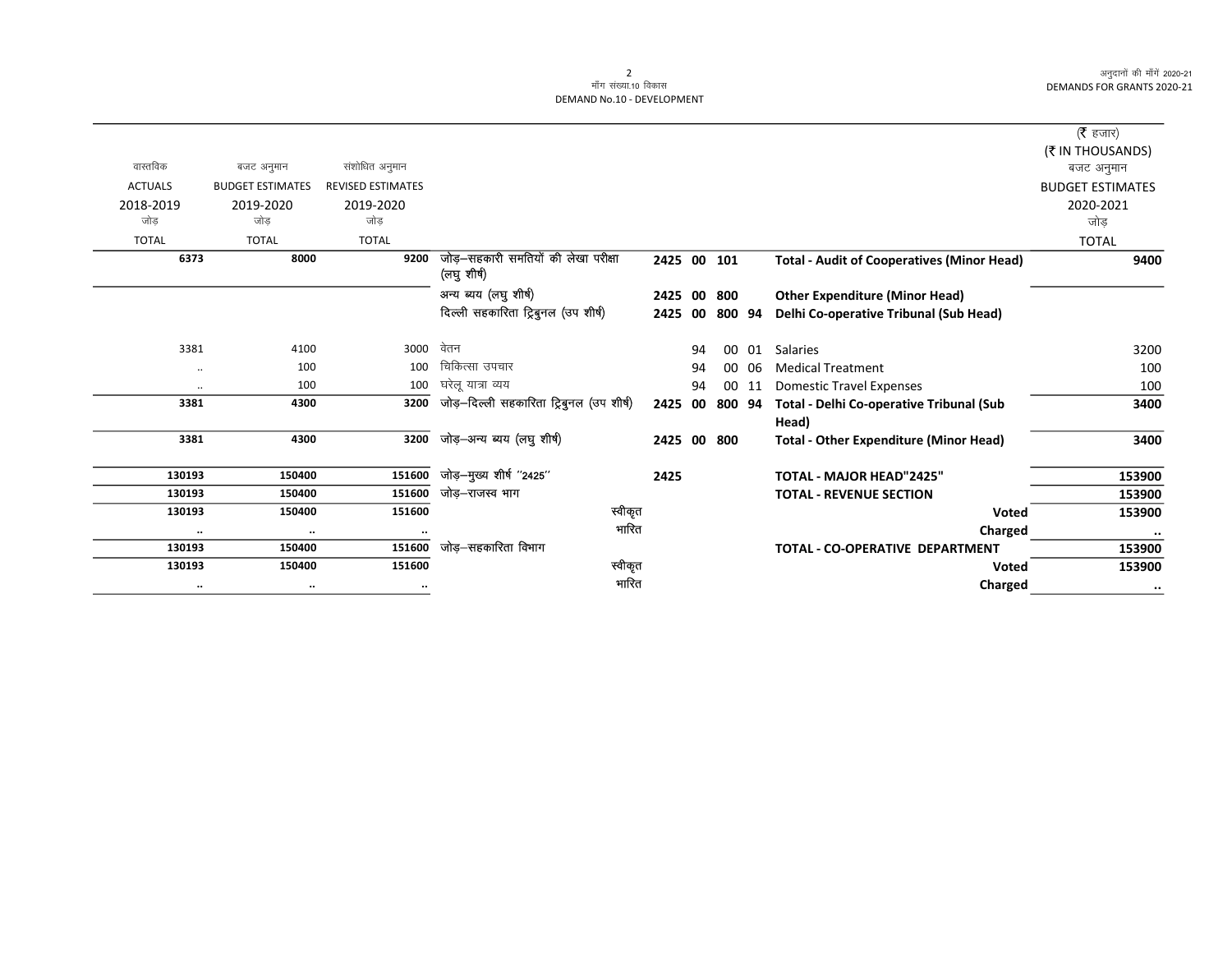माँग संख्या.10 विकास
DEMAND No.10 - DEVELOPMENT

| वास्तविक ACTUALS 2018-2019 जोड़ TOTAL | बजट अनुमान BUDGET ESTIMATES 2019-2020 जोड़ TOTAL | संशोधित अनुमान REVISED ESTIMATES 2019-2020 जोड़ TOTAL | | | | | | | | (₹ हजार) (₹ IN THOUSANDS) बजट अनुमान BUDGET ESTIMATES 2020-2021 जोड़ TOTAL |
|---|---|---|---|---|---|---|---|---|---|---|
| **6373** | **8000** | **9200** | जोड़–सहकारी समतियों की लेखा परीक्षा (लघु शीर्ष) | **2425** | **00** | **101** | | | **Total - Audit of Cooperatives (Minor Head)** | **9400** |
| | | | अन्य ब्यय (लघु शीर्ष) | **2425** | **00** | **800** | | | **Other Expenditure (Minor Head)** | |
| | | | दिल्ली सहकारिता ट्रिबुनल (उप शीर्ष) | **2425** | **00** | **800** | **94** | | **Delhi Co-operative Tribunal (Sub Head)** | |
| 3381 | 4100 | 3000 | वेतन | | 94 | | 00 | 01 | Salaries | 3200 |
| .. | 100 | 100 | चिकित्सा उपचार | | 94 | | 00 | 06 | Medical Treatment | 100 |
| .. | 100 | 100 | घरेलू यात्रा व्यय | | 94 | | 00 | 11 | Domestic Travel Expenses | 100 |
| **3381** | **4300** | **3200** | जोड़–दिल्ली सहकारिता ट्रिबुनल (उप शीर्ष) | **2425** | **00** | **800** | **94** | | **Total - Delhi Co-operative Tribunal (Sub Head)** | **3400** |
| **3381** | **4300** | **3200** | जोड़–अन्य ब्यय (लघु शीर्ष) | **2425** | **00** | **800** | | | **Total - Other Expenditure (Minor Head)** | **3400** |
| **130193** | **150400** | **151600** | जोड़–मुख्य शीर्ष ''2425'' | **2425** | | | | | **TOTAL - MAJOR HEAD"2425"** | **153900** |
| **130193** | **150400** | **151600** | जोड़–राजस्व भाग | | | | | | **TOTAL - REVENUE SECTION** | **153900** |
| **130193** | **150400** | **151600** | स्वीकृत | | | | | | **Voted** | **153900** |
| **..** | **..** | **..** | भारित | | | | | | **Charged** | **..** |
| **130193** | **150400** | **151600** | जोड़–सहकारिता विभाग | | | | | | **TOTAL - CO-OPERATIVE DEPARTMENT** | **153900** |
| **130193** | **150400** | **151600** | स्वीकृत | | | | | | **Voted** | **153900** |
| **..** | **..** | **..** | भारित | | | | | | **Charged** | **..** |